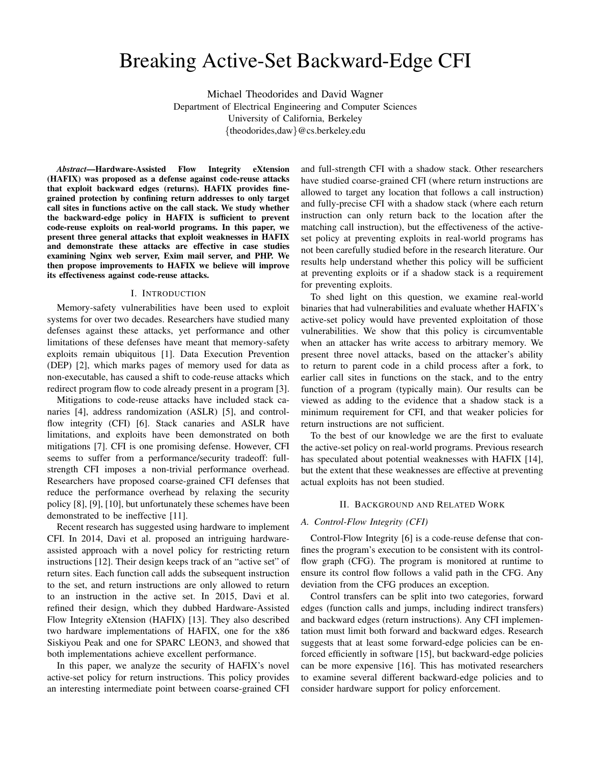# Breaking Active-Set Backward-Edge CFI

Michael Theodorides and David Wagner
Department of Electrical Engineering and Computer Sciences
University of California, Berkeley
{theodorides,daw}@cs.berkeley.edu

***Abstract*—Hardware-Assisted Flow Integrity eXtension (HAFIX) was proposed as a defense against code-reuse attacks that exploit backward edges (returns). HAFIX provides fine-grained protection by confining return addresses to only target call sites in functions active on the call stack. We study whether the backward-edge policy in HAFIX is sufficient to prevent code-reuse exploits on real-world programs. In this paper, we present three general attacks that exploit weaknesses in HAFIX and demonstrate these attacks are effective in case studies examining Nginx web server, Exim mail server, and PHP. We then propose improvements to HAFIX we believe will improve its effectiveness against code-reuse attacks.**

## I. INTRODUCTION

Memory-safety vulnerabilities have been used to exploit systems for over two decades. Researchers have studied many defenses against these attacks, yet performance and other limitations of these defenses have meant that memory-safety exploits remain ubiquitous [1]. Data Execution Prevention (DEP) [2], which marks pages of memory used for data as non-executable, has caused a shift to code-reuse attacks which redirect program flow to code already present in a program [3].

Mitigations to code-reuse attacks have included stack canaries [4], address randomization (ASLR) [5], and control-flow integrity (CFI) [6]. Stack canaries and ASLR have limitations, and exploits have been demonstrated on both mitigations [7]. CFI is one promising defense. However, CFI seems to suffer from a performance/security tradeoff: full-strength CFI imposes a non-trivial performance overhead. Researchers have proposed coarse-grained CFI defenses that reduce the performance overhead by relaxing the security policy [8], [9], [10], but unfortunately these schemes have been demonstrated to be ineffective [11].

Recent research has suggested using hardware to implement CFI. In 2014, Davi et al. proposed an intriguing hardware-assisted approach with a novel policy for restricting return instructions [12]. Their design keeps track of an "active set" of return sites. Each function call adds the subsequent instruction to the set, and return instructions are only allowed to return to an instruction in the active set. In 2015, Davi et al. refined their design, which they dubbed Hardware-Assisted Flow Integrity eXtension (HAFIX) [13]. They also described two hardware implementations of HAFIX, one for the x86 Siskiyou Peak and one for SPARC LEON3, and showed that both implementations achieve excellent performance.

In this paper, we analyze the security of HAFIX's novel active-set policy for return instructions. This policy provides an interesting intermediate point between coarse-grained CFI and full-strength CFI with a shadow stack. Other researchers have studied coarse-grained CFI (where return instructions are allowed to target any location that follows a call instruction) and fully-precise CFI with a shadow stack (where each return instruction can only return back to the location after the matching call instruction), but the effectiveness of the active-set policy at preventing exploits in real-world programs has not been carefully studied before in the research literature. Our results help understand whether this policy will be sufficient at preventing exploits or if a shadow stack is a requirement for preventing exploits.

To shed light on this question, we examine real-world binaries that had vulnerabilities and evaluate whether HAFIX's active-set policy would have prevented exploitation of those vulnerabilities. We show that this policy is circumventable when an attacker has write access to arbitrary memory. We present three novel attacks, based on the attacker's ability to return to parent code in a child process after a fork, to earlier call sites in functions on the stack, and to the entry function of a program (typically main). Our results can be viewed as adding to the evidence that a shadow stack is a minimum requirement for CFI, and that weaker policies for return instructions are not sufficient.

To the best of our knowledge we are the first to evaluate the active-set policy on real-world programs. Previous research has speculated about potential weaknesses with HAFIX [14], but the extent that these weaknesses are effective at preventing actual exploits has not been studied.

## II. BACKGROUND AND RELATED WORK

### A. Control-Flow Integrity (CFI)

Control-Flow Integrity [6] is a code-reuse defense that confines the program's execution to be consistent with its control-flow graph (CFG). The program is monitored at runtime to ensure its control flow follows a valid path in the CFG. Any deviation from the CFG produces an exception.

Control transfers can be split into two categories, forward edges (function calls and jumps, including indirect transfers) and backward edges (return instructions). Any CFI implementation must limit both forward and backward edges. Research suggests that at least some forward-edge policies can be enforced efficiently in software [15], but backward-edge policies can be more expensive [16]. This has motivated researchers to examine several different backward-edge policies and to consider hardware support for policy enforcement.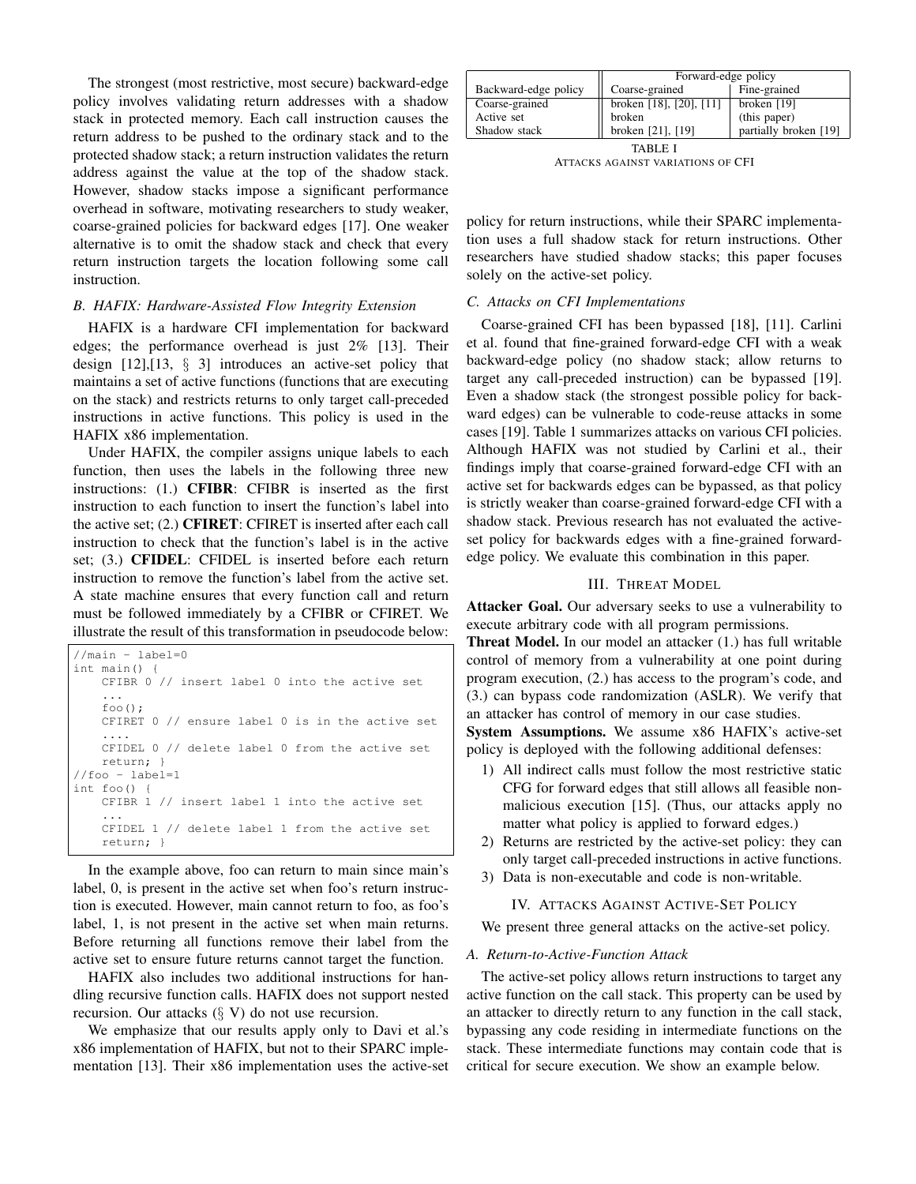The strongest (most restrictive, most secure) backward-edge policy involves validating return addresses with a shadow stack in protected memory. Each call instruction causes the return address to be pushed to the ordinary stack and to the protected shadow stack; a return instruction validates the return address against the value at the top of the shadow stack. However, shadow stacks impose a significant performance overhead in software, motivating researchers to study weaker, coarse-grained policies for backward edges [17]. One weaker alternative is to omit the shadow stack and check that every return instruction targets the location following some call instruction.

### *B. HAFIX: Hardware-Assisted Flow Integrity Extension*

HAFIX is a hardware CFI implementation for backward edges; the performance overhead is just 2% [13]. Their design [12],[13, § 3] introduces an active-set policy that maintains a set of active functions (functions that are executing on the stack) and restricts returns to only target call-preceded instructions in active functions. This policy is used in the HAFIX x86 implementation.

Under HAFIX, the compiler assigns unique labels to each function, then uses the labels in the following three new instructions: (1.) **CFIBR**: CFIBR is inserted as the first instruction to each function to insert the function's label into the active set; (2.) **CFIRET**: CFIRET is inserted after each call instruction to check that the function's label is in the active set; (3.) **CFIDEL**: CFIDEL is inserted before each return instruction to remove the function's label from the active set. A state machine ensures that every function call and return must be followed immediately by a CFIBR or CFIRET. We illustrate the result of this transformation in pseudocode below:

```
//main - label=0
int main() {
    CFIBR 0 // insert label 0 into the active set
    ...
    foo();
    CFIRET 0 // ensure label 0 is in the active set
    ....
    CFIDEL 0 // delete label 0 from the active set
    return; }
//foo - label=1
int foo() {
    CFIBR 1 // insert label 1 into the active set
    ...
    CFIDEL 1 // delete label 1 from the active set
    return; }
```

In the example above, foo can return to main since main's label, 0, is present in the active set when foo's return instruction is executed. However, main cannot return to foo, as foo's label, 1, is not present in the active set when main returns. Before returning all functions remove their label from the active set to ensure future returns cannot target the function.

HAFIX also includes two additional instructions for handling recursive function calls. HAFIX does not support nested recursion. Our attacks (§ V) do not use recursion.

We emphasize that our results apply only to Davi et al.'s x86 implementation of HAFIX, but not to their SPARC implementation [13]. Their x86 implementation uses the active-set policy for return instructions, while their SPARC implementation uses a full shadow stack for return instructions. Other researchers have studied shadow stacks; this paper focuses solely on the active-set policy.

| | Forward-edge policy | |
|---|---|---|
| Backward-edge policy | Coarse-grained | Fine-grained |
| Coarse-grained | broken [18], [20], [11] | broken [19] |
| Active set | broken | (this paper) |
| Shadow stack | broken [21], [19] | partially broken [19] |

TABLE I
ATTACKS AGAINST VARIATIONS OF CFI

### *C. Attacks on CFI Implementations*

Coarse-grained CFI has been bypassed [18], [11]. Carlini et al. found that fine-grained forward-edge CFI with a weak backward-edge policy (no shadow stack; allow returns to target any call-preceded instruction) can be bypassed [19]. Even a shadow stack (the strongest possible policy for backward edges) can be vulnerable to code-reuse attacks in some cases [19]. Table 1 summarizes attacks on various CFI policies. Although HAFIX was not studied by Carlini et al., their findings imply that coarse-grained forward-edge CFI with an active set for backwards edges can be bypassed, as that policy is strictly weaker than coarse-grained forward-edge CFI with a shadow stack. Previous research has not evaluated the active-set policy for backwards edges with a fine-grained forward-edge policy. We evaluate this combination in this paper.

## III. Threat Model

**Attacker Goal.** Our adversary seeks to use a vulnerability to execute arbitrary code with all program permissions.

**Threat Model.** In our model an attacker (1.) has full writable control of memory from a vulnerability at one point during program execution, (2.) has access to the program's code, and (3.) can bypass code randomization (ASLR). We verify that an attacker has control of memory in our case studies.

**System Assumptions.** We assume x86 HAFIX's active-set policy is deployed with the following additional defenses:

1) All indirect calls must follow the most restrictive static CFG for forward edges that still allows all feasible non-malicious execution [15]. (Thus, our attacks apply no matter what policy is applied to forward edges.)
2) Returns are restricted by the active-set policy: they can only target call-preceded instructions in active functions.
3) Data is non-executable and code is non-writable.

## IV. Attacks Against Active-Set Policy

We present three general attacks on the active-set policy.

### *A. Return-to-Active-Function Attack*

The active-set policy allows return instructions to target any active function on the call stack. This property can be used by an attacker to directly return to any function in the call stack, bypassing any code residing in intermediate functions on the stack. These intermediate functions may contain code that is critical for secure execution. We show an example below.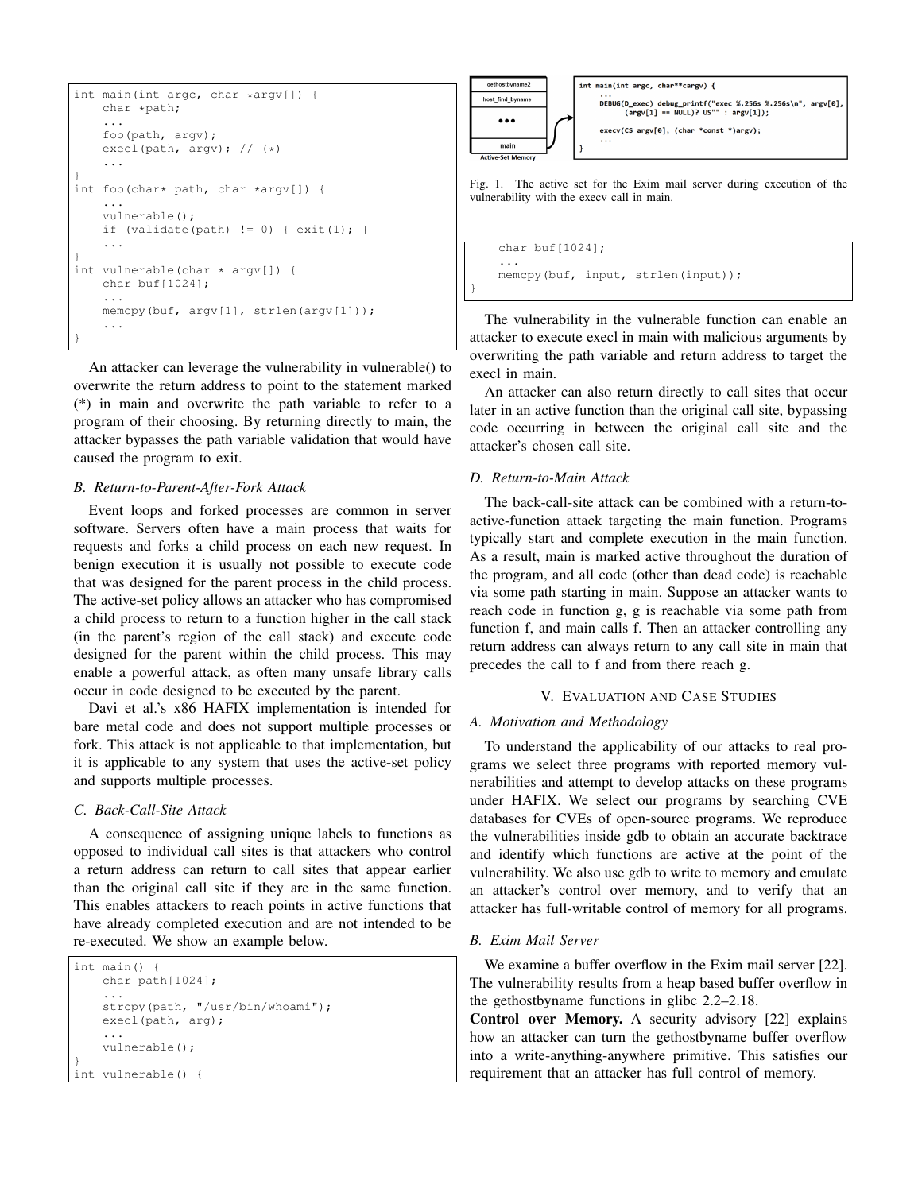```
int main(int argc, char *argv[]) {
    char *path;
    ...
    foo(path, argv);
    execl(path, argv); // (*)
    ...
}
int foo(char* path, char *argv[]) {
    ...
    vulnerable();
    if (validate(path) != 0) { exit(1); }
    ...
}
int vulnerable(char * argv[]) {
    char buf[1024];
    ...
    memcpy(buf, argv[1], strlen(argv[1]));
    ...
}
```

An attacker can leverage the vulnerability in vulnerable() to overwrite the return address to point to the statement marked (*) in main and overwrite the path variable to refer to a program of their choosing. By returning directly to main, the attacker bypasses the path variable validation that would have caused the program to exit.

### B. Return-to-Parent-After-Fork Attack

Event loops and forked processes are common in server software. Servers often have a main process that waits for requests and forks a child process on each new request. In benign execution it is usually not possible to execute code that was designed for the parent process in the child process. The active-set policy allows an attacker who has compromised a child process to return to a function higher in the call stack (in the parent's region of the call stack) and execute code designed for the parent within the child process. This may enable a powerful attack, as often many unsafe library calls occur in code designed to be executed by the parent.

Davi et al.'s x86 HAFIX implementation is intended for bare metal code and does not support multiple processes or fork. This attack is not applicable to that implementation, but it is applicable to any system that uses the active-set policy and supports multiple processes.

### C. Back-Call-Site Attack

A consequence of assigning unique labels to functions as opposed to individual call sites is that attackers who control a return address can return to call sites that appear earlier than the original call site if they are in the same function. This enables attackers to reach points in active functions that have already completed execution and are not intended to be re-executed. We show an example below.

```
int main() {
    char path[1024];
    ...
    strcpy(path, "/usr/bin/whoami");
    execl(path, arg);
    ...
    vulnerable();
}
int vulnerable() {
    char buf[1024];
    ...
    memcpy(buf, input, strlen(input));
}
```

```
gethostbyname2
host_find_byname
•••
main
Active-Set Memory

int main(int argc, char**cargv) {
    ...
    DEBUG(D_exec) debug_printf("exec %.256s %.256s\n", argv[0],
          (argv[1] == NULL)? US"" : argv[1]);

    execv(CS argv[0], (char *const *)argv);
    ...
}
```

Fig. 1. The active set for the Exim mail server during execution of the vulnerability with the execv call in main.

The vulnerability in the vulnerable function can enable an attacker to execute execl in main with malicious arguments by overwriting the path variable and return address to target the execl in main.

An attacker can also return directly to call sites that occur later in an active function than the original call site, bypassing code occurring in between the original call site and the attacker's chosen call site.

### D. Return-to-Main Attack

The back-call-site attack can be combined with a return-to-active-function attack targeting the main function. Programs typically start and complete execution in the main function. As a result, main is marked active throughout the duration of the program, and all code (other than dead code) is reachable via some path starting in main. Suppose an attacker wants to reach code in function g, g is reachable via some path from function f, and main calls f. Then an attacker controlling any return address can always return to any call site in main that precedes the call to f and from there reach g.

## V. Evaluation and Case Studies

### A. Motivation and Methodology

To understand the applicability of our attacks to real programs we select three programs with reported memory vulnerabilities and attempt to develop attacks on these programs under HAFIX. We select our programs by searching CVE databases for CVEs of open-source programs. We reproduce the vulnerabilities inside gdb to obtain an accurate backtrace and identify which functions are active at the point of the vulnerability. We also use gdb to write to memory and emulate an attacker's control over memory, and to verify that an attacker has full-writable control of memory for all programs.

### B. Exim Mail Server

We examine a buffer overflow in the Exim mail server [22]. The vulnerability results from a heap based buffer overflow in the gethostbyname functions in glibc 2.2–2.18.

**Control over Memory.** A security advisory [22] explains how an attacker can turn the gethostbyname buffer overflow into a write-anything-anywhere primitive. This satisfies our requirement that an attacker has full control of memory.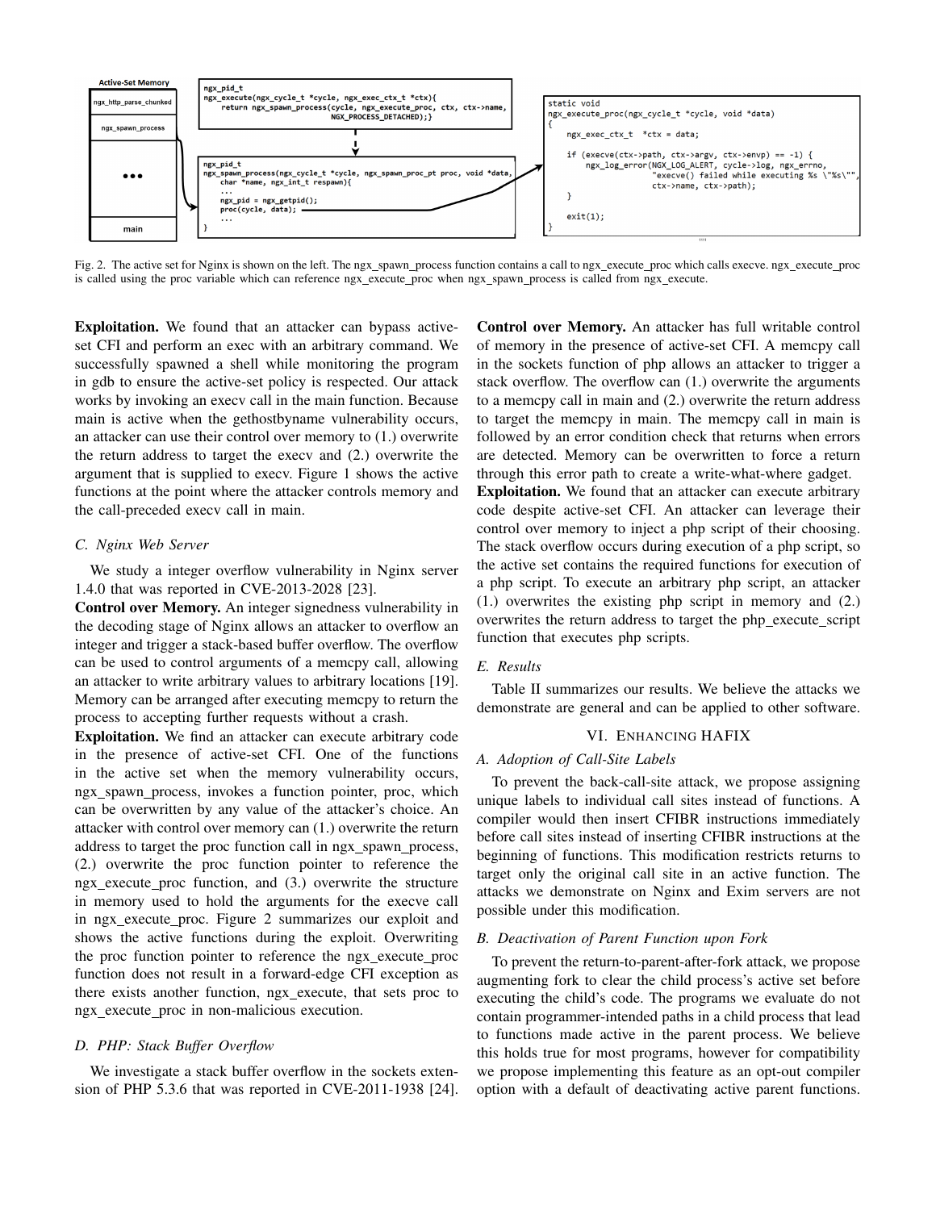Active-Set Memory

| ngx_http_parse_chunked |
| --- |
| ngx_spawn_process |
| ... |
| main |

```
ngx_pid_t
ngx_execute(ngx_cycle_t *cycle, ngx_exec_ctx_t *ctx){
    return ngx_spawn_process(cycle, ngx_execute_proc, ctx, ctx->name,
                             NGX_PROCESS_DETACHED);}
```

```
ngx_pid_t
ngx_spawn_process(ngx_cycle_t *cycle, ngx_spawn_proc_pt proc, void *data,
    char *name, ngx_int_t respawn){
    ...
    ngx_pid = ngx_getpid();
    proc(cycle, data);
    ...
}
```

```
static void
ngx_execute_proc(ngx_cycle_t *cycle, void *data)
{
    ngx_exec_ctx_t  *ctx = data;

    if (execve(ctx->path, ctx->argv, ctx->envp) == -1) {
        ngx_log_error(NGX_LOG_ALERT, cycle->log, ngx_errno,
                      "execve() failed while executing %s \"%s\"",
                      ctx->name, ctx->path);
    }

    exit(1);
}
```

Fig. 2. The active set for Nginx is shown on the left. The ngx_spawn_process function contains a call to ngx_execute_proc which calls execve. ngx_execute_proc is called using the proc variable which can reference ngx_execute_proc when ngx_spawn_process is called from ngx_execute.

**Exploitation.** We found that an attacker can bypass active-set CFI and perform an exec with an arbitrary command. We successfully spawned a shell while monitoring the program in gdb to ensure the active-set policy is respected. Our attack works by invoking an execv call in the main function. Because main is active when the gethostbyname vulnerability occurs, an attacker can use their control over memory to (1.) overwrite the return address to target the execv and (2.) overwrite the argument that is supplied to execv. Figure 1 shows the active functions at the point where the attacker controls memory and the call-preceded execv call in main.

### C. Nginx Web Server

We study a integer overflow vulnerability in Nginx server 1.4.0 that was reported in CVE-2013-2028 [23].

**Control over Memory.** An integer signedness vulnerability in the decoding stage of Nginx allows an attacker to overflow an integer and trigger a stack-based buffer overflow. The overflow can be used to control arguments of a memcpy call, allowing an attacker to write arbitrary values to arbitrary locations [19]. Memory can be arranged after executing memcpy to return the process to accepting further requests without a crash.

**Exploitation.** We find an attacker can execute arbitrary code in the presence of active-set CFI. One of the functions in the active set when the memory vulnerability occurs, ngx_spawn_process, invokes a function pointer, proc, which can be overwritten by any value of the attacker's choice. An attacker with control over memory can (1.) overwrite the return address to target the proc function call in ngx_spawn_process, (2.) overwrite the proc function pointer to reference the ngx_execute_proc function, and (3.) overwrite the structure in memory used to hold the arguments for the execve call in ngx_execute_proc. Figure 2 summarizes our exploit and shows the active functions during the exploit. Overwriting the proc function pointer to reference the ngx_execute_proc function does not result in a forward-edge CFI exception as there exists another function, ngx_execute, that sets proc to ngx_execute_proc in non-malicious execution.

### D. PHP: Stack Buffer Overflow

We investigate a stack buffer overflow in the sockets extension of PHP 5.3.6 that was reported in CVE-2011-1938 [24].

**Control over Memory.** An attacker has full writable control of memory in the presence of active-set CFI. A memcpy call in the sockets function of php allows an attacker to trigger a stack overflow. The overflow can (1.) overwrite the arguments to a memcpy call in main and (2.) overwrite the return address to target the memcpy in main. The memcpy call in main is followed by an error condition check that returns when errors are detected. Memory can be overwritten to force a return through this error path to create a write-what-where gadget.

**Exploitation.** We found that an attacker can execute arbitrary code despite active-set CFI. An attacker can leverage their control over memory to inject a php script of their choosing. The stack overflow occurs during execution of a php script, so the active set contains the required functions for execution of a php script. To execute an arbitrary php script, an attacker (1.) overwrites the existing php script in memory and (2.) overwrites the return address to target the php_execute_script function that executes php scripts.

### E. Results

Table II summarizes our results. We believe the attacks we demonstrate are general and can be applied to other software.

## VI. Enhancing HAFIX

### A. Adoption of Call-Site Labels

To prevent the back-call-site attack, we propose assigning unique labels to individual call sites instead of functions. A compiler would then insert CFIBR instructions immediately before call sites instead of inserting CFIBR instructions at the beginning of functions. This modification restricts returns to target only the original call site in an active function. The attacks we demonstrate on Nginx and Exim servers are not possible under this modification.

### B. Deactivation of Parent Function upon Fork

To prevent the return-to-parent-after-fork attack, we propose augmenting fork to clear the child process's active set before executing the child's code. The programs we evaluate do not contain programmer-intended paths in a child process that lead to functions made active in the parent process. We believe this holds true for most programs, however for compatibility we propose implementing this feature as an opt-out compiler option with a default of deactivating active parent functions.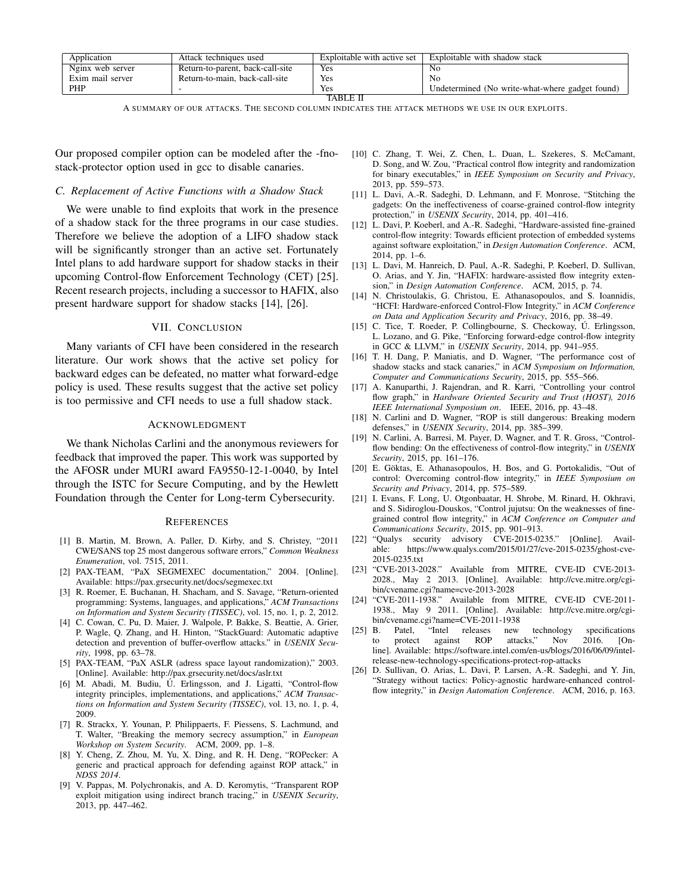| Application | Attack techniques used | Exploitable with active set | Exploitable with shadow stack |
|---|---|---|---|
| Nginx web server | Return-to-parent, back-call-site | Yes | No |
| Exim mail server | Return-to-main, back-call-site | Yes | No |
| PHP | - | Yes | Undetermined (No write-what-where gadget found) |

TABLE II

A SUMMARY OF OUR ATTACKS. THE SECOND COLUMN INDICATES THE ATTACK METHODS WE USE IN OUR EXPLOITS.

Our proposed compiler option can be modeled after the -fno-stack-protector option used in gcc to disable canaries.

### *C. Replacement of Active Functions with a Shadow Stack*

We were unable to find exploits that work in the presence of a shadow stack for the three programs in our case studies. Therefore we believe the adoption of a LIFO shadow stack will be significantly stronger than an active set. Fortunately Intel plans to add hardware support for shadow stacks in their upcoming Control-flow Enforcement Technology (CET) [25]. Recent research projects, including a successor to HAFIX, also present hardware support for shadow stacks [14], [26].

## VII. CONCLUSION

Many variants of CFI have been considered in the research literature. Our work shows that the active set policy for backward edges can be defeated, no matter what forward-edge policy is used. These results suggest that the active set policy is too permissive and CFI needs to use a full shadow stack.

## ACKNOWLEDGMENT

We thank Nicholas Carlini and the anonymous reviewers for feedback that improved the paper. This work was supported by the AFOSR under MURI award FA9550-12-1-0040, by Intel through the ISTC for Secure Computing, and by the Hewlett Foundation through the Center for Long-term Cybersecurity.

## REFERENCES

[1] B. Martin, M. Brown, A. Paller, D. Kirby, and S. Christey, "2011 CWE/SANS top 25 most dangerous software errors," *Common Weakness Enumeration*, vol. 7515, 2011.

[2] PAX-TEAM, "PaX SEGMEXEC documentation," 2004. [Online]. Available: https://pax.grsecurity.net/docs/segmexec.txt

[3] R. Roemer, E. Buchanan, H. Shacham, and S. Savage, "Return-oriented programming: Systems, languages, and applications," *ACM Transactions on Information and System Security (TISSEC)*, vol. 15, no. 1, p. 2, 2012.

[4] C. Cowan, C. Pu, D. Maier, J. Walpole, P. Bakke, S. Beattie, A. Grier, P. Wagle, Q. Zhang, and H. Hinton, "StackGuard: Automatic adaptive detection and prevention of buffer-overflow attacks." in *USENIX Security*, 1998, pp. 63–78.

[5] PAX-TEAM, "PaX ASLR (adress space layout randomization)," 2003. [Online]. Available: http://pax.grsecurity.net/docs/aslr.txt

[6] M. Abadi, M. Budiu, Ú. Erlingsson, and J. Ligatti, "Control-flow integrity principles, implementations, and applications," *ACM Transactions on Information and System Security (TISSEC)*, vol. 13, no. 1, p. 4, 2009.

[7] R. Strackx, Y. Younan, P. Philippaerts, F. Piessens, S. Lachmund, and T. Walter, "Breaking the memory secrecy assumption," in *European Workshop on System Security*. ACM, 2009, pp. 1–8.

[8] Y. Cheng, Z. Zhou, M. Yu, X. Ding, and R. H. Deng, "ROPecker: A generic and practical approach for defending against ROP attack," in *NDSS 2014*.

[9] V. Pappas, M. Polychronakis, and A. D. Keromytis, "Transparent ROP exploit mitigation using indirect branch tracing," in *USENIX Security*, 2013, pp. 447–462.

[10] C. Zhang, T. Wei, Z. Chen, L. Duan, L. Szekeres, S. McCamant, D. Song, and W. Zou, "Practical control flow integrity and randomization for binary executables," in *IEEE Symposium on Security and Privacy*, 2013, pp. 559–573.

[11] L. Davi, A.-R. Sadeghi, D. Lehmann, and F. Monrose, "Stitching the gadgets: On the ineffectiveness of coarse-grained control-flow integrity protection," in *USENIX Security*, 2014, pp. 401–416.

[12] L. Davi, P. Koeberl, and A.-R. Sadeghi, "Hardware-assisted fine-grained control-flow integrity: Towards efficient protection of embedded systems against software exploitation," in *Design Automation Conference*. ACM, 2014, pp. 1–6.

[13] L. Davi, M. Hanreich, D. Paul, A.-R. Sadeghi, P. Koeberl, D. Sullivan, O. Arias, and Y. Jin, "HAFIX: hardware-assisted flow integrity extension," in *Design Automation Conference*. ACM, 2015, p. 74.

[14] N. Christoulakis, G. Christou, E. Athanasopoulos, and S. Ioannidis, "HCFI: Hardware-enforced Control-Flow Integrity," in *ACM Conference on Data and Application Security and Privacy*, 2016, pp. 38–49.

[15] C. Tice, T. Roeder, P. Collingbourne, S. Checkoway, Ú. Erlingsson, L. Lozano, and G. Pike, "Enforcing forward-edge control-flow integrity in GCC & LLVM," in *USENIX Security*, 2014, pp. 941–955.

[16] T. H. Dang, P. Maniatis, and D. Wagner, "The performance cost of shadow stacks and stack canaries," in *ACM Symposium on Information, Computer and Communications Security*, 2015, pp. 555–566.

[17] A. Kanuparthi, J. Rajendran, and R. Karri, "Controlling your control flow graph," in *Hardware Oriented Security and Trust (HOST), 2016 IEEE International Symposium on*. IEEE, 2016, pp. 43–48.

[18] N. Carlini and D. Wagner, "ROP is still dangerous: Breaking modern defenses," in *USENIX Security*, 2014, pp. 385–399.

[19] N. Carlini, A. Barresi, M. Payer, D. Wagner, and T. R. Gross, "Control-flow bending: On the effectiveness of control-flow integrity," in *USENIX Security*, 2015, pp. 161–176.

[20] E. Göktas, E. Athanasopoulos, H. Bos, and G. Portokalidis, "Out of control: Overcoming control-flow integrity," in *IEEE Symposium on Security and Privacy*, 2014, pp. 575–589.

[21] I. Evans, F. Long, U. Otgonbaatar, H. Shrobe, M. Rinard, H. Okhravi, and S. Sidiroglou-Douskos, "Control jujutsu: On the weaknesses of fine-grained control flow integrity," in *ACM Conference on Computer and Communications Security*, 2015, pp. 901–913.

[22] "Qualys security advisory CVE-2015-0235." [Online]. Available: https://www.qualys.com/2015/01/27/cve-2015-0235/ghost-cve-2015-0235.txt

[23] "CVE-2013-2028." Available from MITRE, CVE-ID CVE-2013-2028., May 2 2013. [Online]. Available: http://cve.mitre.org/cgi-bin/cvename.cgi?name=cve-2013-2028

[24] "CVE-2011-1938." Available from MITRE, CVE-ID CVE-2011-1938., May 9 2011. [Online]. Available: http://cve.mitre.org/cgi-bin/cvename.cgi?name=CVE-2011-1938

[25] B. Patel, "Intel releases new technology specifications to protect against ROP attacks," Nov 2016. [Online]. Available: https://software.intel.com/en-us/blogs/2016/06/09/intel-release-new-technology-specifications-protect-rop-attacks

[26] D. Sullivan, O. Arias, L. Davi, P. Larsen, A.-R. Sadeghi, and Y. Jin, "Strategy without tactics: Policy-agnostic hardware-enhanced control-flow integrity," in *Design Automation Conference*. ACM, 2016, p. 163.